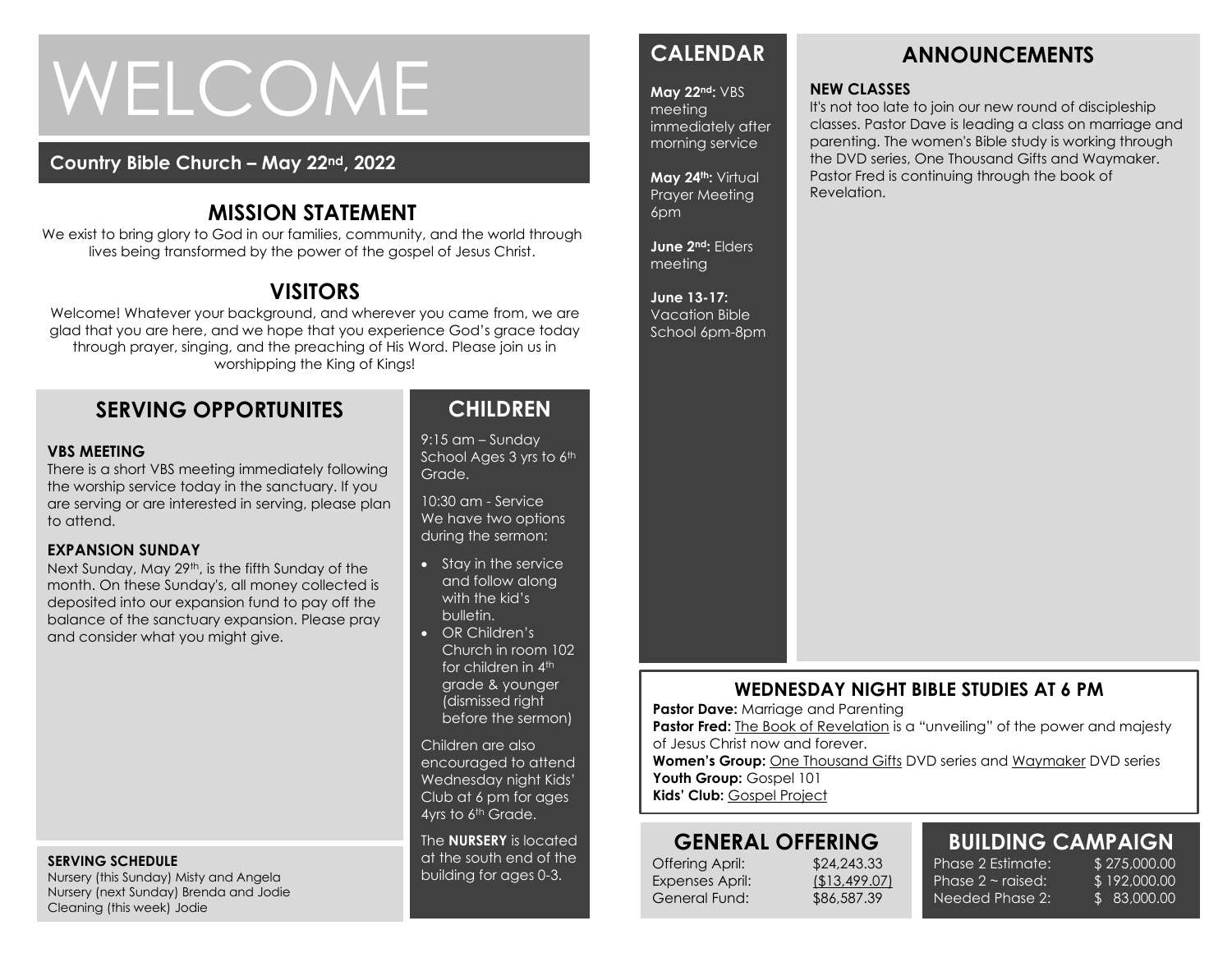# WELCOME

**Country Bible Church – May 22nd, 2022**

## MISSION STATEMENT

We exist to bring glory to God in our families, community, and the world through lives being transformed by the power of the gospel of Jesus Christ.

## VISITORS

Welcome! Whatever your background, and wherever you came from, we are glad that you are here, and we hope that you experience God's grace today through prayer, singing, and the preaching of His Word. Please join us in worshipping the King of Kings!

## SERVING OPPORTUNITES

**VBS MEETING**

There is a short VBS meeting immediately following the worship service today in the sanctuary. If you are serving or are interested in serving, please plan to attend.

**EXPANSION SUNDAY**

Next Sunday, May 29th, is the fifth Sunday of the month. On these Sunday's, all money collected is deposited into our expansion fund to pay off the balance of the sanctuary expansion. Please pray and consider what you might give.

**SERVING SCHEDULE**

Nursery (this Sunday) Misty and Angela
Nursery (next Sunday) Brenda and Jodie
Cleaning (this week) Jodie

## CHILDREN

9:15 am – Sunday School Ages 3 yrs to 6th Grade.

10:30 am - Service We have two options during the sermon:

- Stay in the service and follow along with the kid's bulletin.
- OR Children's Church in room 102 for children in 4th grade & younger (dismissed right before the sermon)

Children are also encouraged to attend Wednesday night Kids' Club at 6 pm for ages 4yrs to 6th Grade.

The **NURSERY** is located at the south end of the building for ages 0-3.

## CALENDAR

**May 22nd:** VBS meeting immediately after morning service

**May 24th:** Virtual Prayer Meeting 6pm

**June 2nd:** Elders meeting

**June 13-17:** Vacation Bible School 6pm-8pm

## ANNOUNCEMENTS

**NEW CLASSES**

It's not too late to join our new round of discipleship classes. Pastor Dave is leading a class on marriage and parenting. The women's Bible study is working through the DVD series, One Thousand Gifts and Waymaker. Pastor Fred is continuing through the book of Revelation.

## WEDNESDAY NIGHT BIBLE STUDIES AT 6 PM

**Pastor Dave:** Marriage and Parenting
**Pastor Fred:** The Book of Revelation is a "unveiling" of the power and majesty of Jesus Christ now and forever.
**Women's Group:** One Thousand Gifts DVD series and Waymaker DVD series
**Youth Group:** Gospel 101
**Kids' Club:** Gospel Project

## GENERAL OFFERING

| | |
|---|---|
| Offering April: | $24,243.33 |
| Expenses April: | ($13,499.07) |
| General Fund: | $86,587.39 |

## BUILDING CAMPAIGN

| | |
|---|---|
| Phase 2 Estimate: | $ 275,000.00 |
| Phase 2 ~ raised: | $ 192,000.00 |
| Needed Phase 2: | $ 83,000.00 |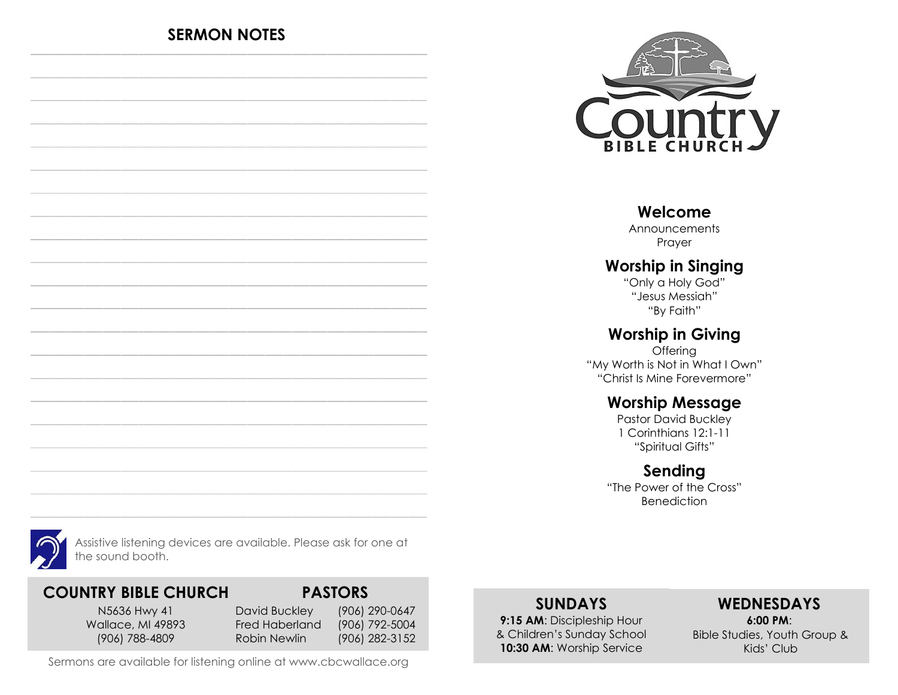## SERMON NOTES

Assistive listening devices are available. Please ask for one at the sound booth.

**COUNTRY BIBLE CHURCH**

N5636 Hwy 41
Wallace, MI 49893
(906) 788-4809

**PASTORS**

| | |
|---|---|
| David Buckley | (906) 290-0647 |
| Fred Haberland | (906) 792-5004 |
| Robin Newlin | (906) 282-3152 |

Sermons are available for listening online at www.cbcwallace.org

# Country BIBLE CHURCH

## Welcome

Announcements
Prayer

## Worship in Singing

"Only a Holy God"
"Jesus Messiah"
"By Faith"

## Worship in Giving

Offering
"My Worth is Not in What I Own"
"Christ Is Mine Forevermore"

## Worship Message

Pastor David Buckley
1 Corinthians 12:1-11
"Spiritual Gifts"

## Sending

"The Power of the Cross"
Benediction

### SUNDAYS

**9:15 AM**: Discipleship Hour & Children's Sunday School
**10:30 AM**: Worship Service

### WEDNESDAYS

**6:00 PM**:
Bible Studies, Youth Group & Kids' Club